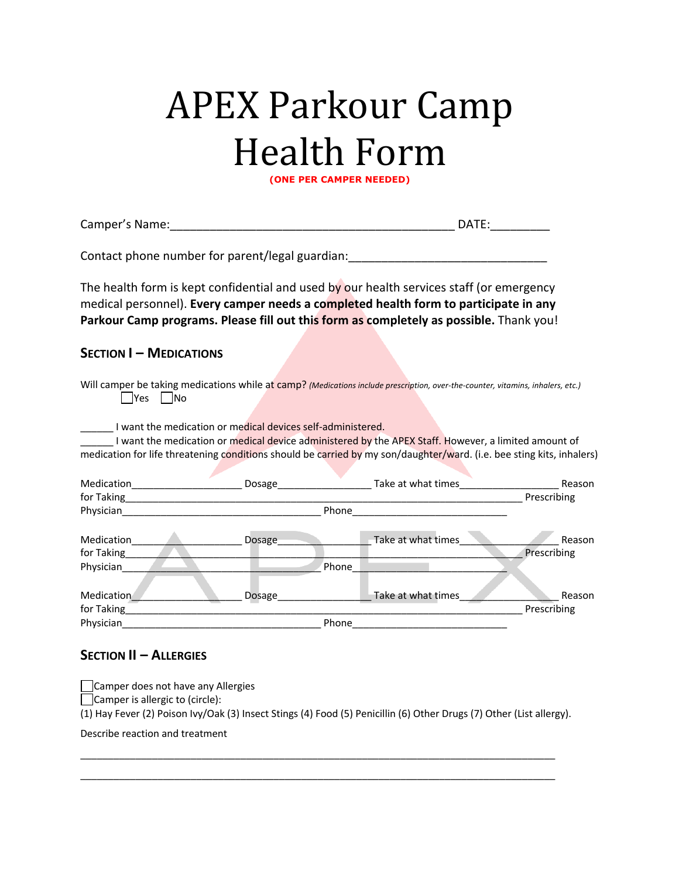# APEX Parkour Camp Health Form

**(ONE PER CAMPER NEEDED)**

Camper's Name:_____________________________________________ DATE:_________

Contact phone number for parent/legal guardian:______________________________

The health form is kept confidential and used by our health services staff (or emergency medical personnel). **Every camper needs a completed health form to participate in any Parkour Camp programs. Please fill out this form as completely as possible.** Thank you!

## Section I – Medications

Will camper be taking medications while at camp? *(Medications include prescription, over-the-counter, vitamins, inhalers, etc.)*

☐Yes ☐No

______ I want the medication or medical devices self-administered.

______ I want the medication or medical device administered by the APEX Staff. However, a limited amount of medication for life threatening conditions should be carried by my son/daughter/ward. (i.e. bee sting kits, inhalers)

Medication____________________ Dosage_________________ Take at what times__________________ Reason for Taking________________________________________________________________________ Prescribing Physician____________________________________ Phone____________________________

Medication____________________ Dosage_________________ Take at what times__________________ Reason for Taking________________________________________________________________________ Prescribing Physician____________________________________ Phone____________________________

Medication____________________ Dosage_________________ Take at what times__________________ Reason for Taking________________________________________________________________________ Prescribing Physician____________________________________ Phone____________________________

## Section II – Allergies

☐Camper does not have any Allergies

☐Camper is allergic to (circle):

(1) Hay Fever (2) Poison Ivy/Oak (3) Insect Stings (4) Food (5) Penicillin (6) Other Drugs (7) Other (List allergy).

Describe reaction and treatment

_____________________________________________________________________________________

_____________________________________________________________________________________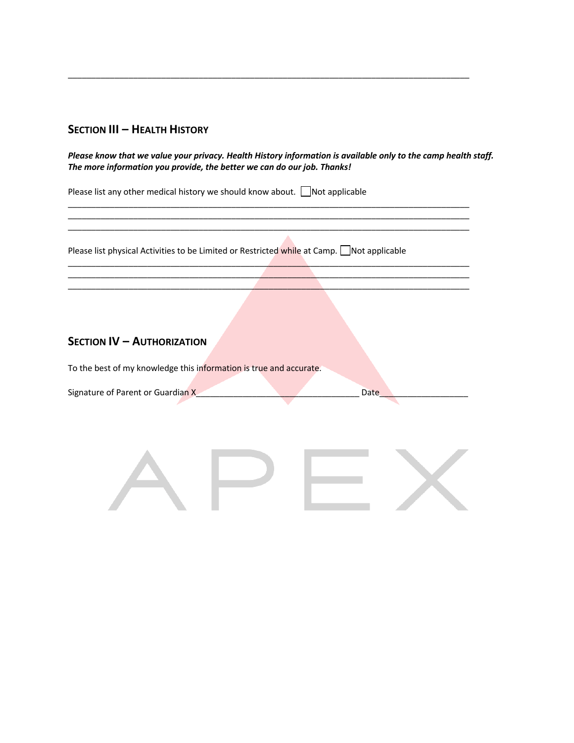\_\_\_\_\_\_\_\_\_\_\_\_\_\_\_\_\_\_\_\_\_\_\_\_\_\_\_\_\_\_\_\_\_\_\_\_\_\_\_\_\_\_\_\_\_\_\_\_\_\_\_\_\_\_\_\_\_\_\_\_\_\_\_\_\_\_\_\_\_\_\_\_\_\_\_\_\_\_

## SECTION III – HEALTH HISTORY

***Please know that we value your privacy. Health History information is available only to the camp health staff. The more information you provide, the better we can do our job. Thanks!***

Please list any other medical history we should know about. ☐ Not applicable

\_\_\_\_\_\_\_\_\_\_\_\_\_\_\_\_\_\_\_\_\_\_\_\_\_\_\_\_\_\_\_\_\_\_\_\_\_\_\_\_\_\_\_\_\_\_\_\_\_\_\_\_\_\_\_\_\_\_\_\_\_\_\_\_\_\_\_\_\_\_\_\_\_\_\_\_\_\_
\_\_\_\_\_\_\_\_\_\_\_\_\_\_\_\_\_\_\_\_\_\_\_\_\_\_\_\_\_\_\_\_\_\_\_\_\_\_\_\_\_\_\_\_\_\_\_\_\_\_\_\_\_\_\_\_\_\_\_\_\_\_\_\_\_\_\_\_\_\_\_\_\_\_\_\_\_\_
\_\_\_\_\_\_\_\_\_\_\_\_\_\_\_\_\_\_\_\_\_\_\_\_\_\_\_\_\_\_\_\_\_\_\_\_\_\_\_\_\_\_\_\_\_\_\_\_\_\_\_\_\_\_\_\_\_\_\_\_\_\_\_\_\_\_\_\_\_\_\_\_\_\_\_\_\_\_

Please list physical Activities to be Limited or Restricted while at Camp. ☐ Not applicable

\_\_\_\_\_\_\_\_\_\_\_\_\_\_\_\_\_\_\_\_\_\_\_\_\_\_\_\_\_\_\_\_\_\_\_\_\_\_\_\_\_\_\_\_\_\_\_\_\_\_\_\_\_\_\_\_\_\_\_\_\_\_\_\_\_\_\_\_\_\_\_\_\_\_\_\_\_\_
\_\_\_\_\_\_\_\_\_\_\_\_\_\_\_\_\_\_\_\_\_\_\_\_\_\_\_\_\_\_\_\_\_\_\_\_\_\_\_\_\_\_\_\_\_\_\_\_\_\_\_\_\_\_\_\_\_\_\_\_\_\_\_\_\_\_\_\_\_\_\_\_\_\_\_\_\_\_
\_\_\_\_\_\_\_\_\_\_\_\_\_\_\_\_\_\_\_\_\_\_\_\_\_\_\_\_\_\_\_\_\_\_\_\_\_\_\_\_\_\_\_\_\_\_\_\_\_\_\_\_\_\_\_\_\_\_\_\_\_\_\_\_\_\_\_\_\_\_\_\_\_\_\_\_\_\_

## SECTION IV – AUTHORIZATION

To the best of my knowledge this information is true and accurate.

Signature of Parent or Guardian X\_\_\_\_\_\_\_\_\_\_\_\_\_\_\_\_\_\_\_\_\_\_\_\_\_\_\_\_\_\_\_\_\_\_\_ Date\_\_\_\_\_\_\_\_\_\_\_\_\_\_\_\_\_\_\_

APEX